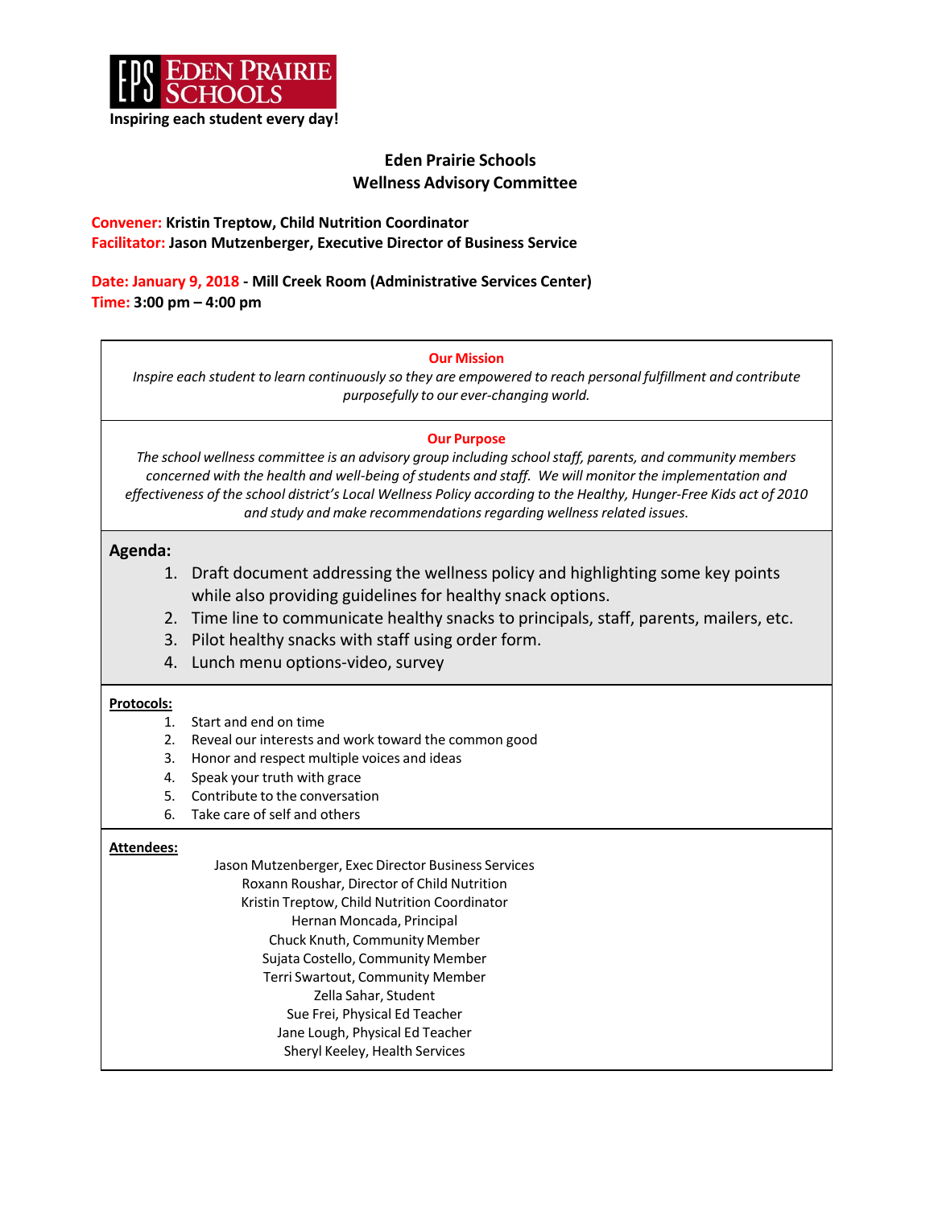**EDEN PRAIRIE SCHOOLS**

**Inspiring each student every day!**

# Eden Prairie Schools
## Wellness Advisory Committee

**Convener: Kristin Treptow, Child Nutrition Coordinator**
**Facilitator: Jason Mutzenberger, Executive Director of Business Service**

**Date: January 9, 2018 - Mill Creek Room (Administrative Services Center)**
**Time: 3:00 pm – 4:00 pm**

**Our Mission**

*Inspire each student to learn continuously so they are empowered to reach personal fulfillment and contribute purposefully to our ever-changing world.*

**Our Purpose**

*The school wellness committee is an advisory group including school staff, parents, and community members concerned with the health and well-being of students and staff. We will monitor the implementation and effectiveness of the school district's Local Wellness Policy according to the Healthy, Hunger-Free Kids act of 2010 and study and make recommendations regarding wellness related issues.*

**Agenda:**

1. Draft document addressing the wellness policy and highlighting some key points while also providing guidelines for healthy snack options.
2. Time line to communicate healthy snacks to principals, staff, parents, mailers, etc.
3. Pilot healthy snacks with staff using order form.
4. Lunch menu options-video, survey

**Protocols:**

1. Start and end on time
2. Reveal our interests and work toward the common good
3. Honor and respect multiple voices and ideas
4. Speak your truth with grace
5. Contribute to the conversation
6. Take care of self and others

**Attendees:**

Jason Mutzenberger, Exec Director Business Services
Roxann Roushar, Director of Child Nutrition
Kristin Treptow, Child Nutrition Coordinator
Hernan Moncada, Principal
Chuck Knuth, Community Member
Sujata Costello, Community Member
Terri Swartout, Community Member
Zella Sahar, Student
Sue Frei, Physical Ed Teacher
Jane Lough, Physical Ed Teacher
Sheryl Keeley, Health Services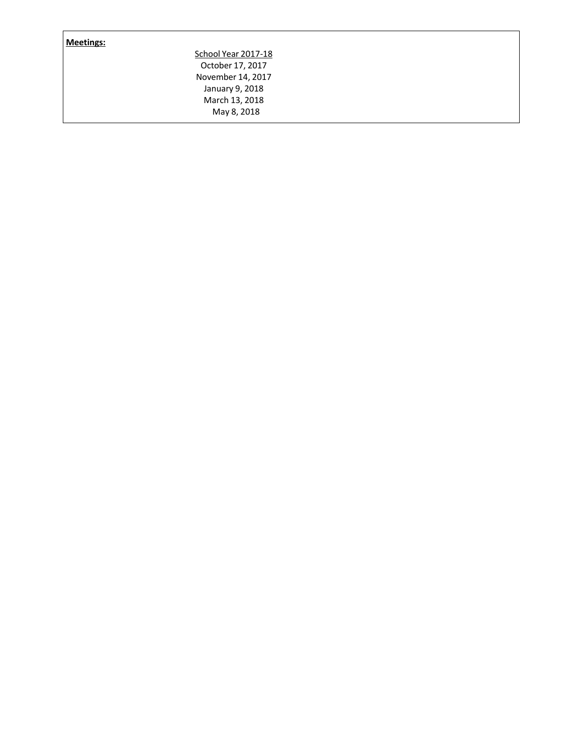**Meetings:**

School Year 2017-18

October 17, 2017

November 14, 2017

January 9, 2018

March 13, 2018

May 8, 2018